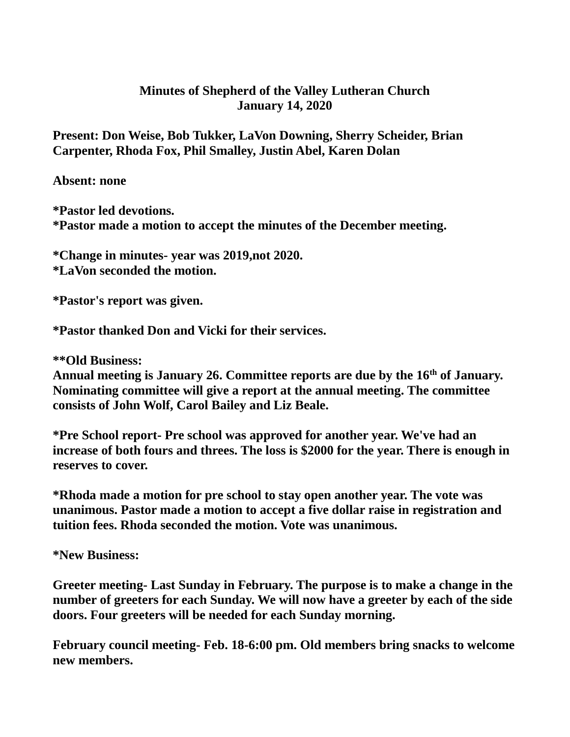**Minutes of Shepherd of the Valley Lutheran Church**
**January 14, 2020**

**Present: Don Weise, Bob Tukker, LaVon Downing, Sherry Scheider, Brian Carpenter, Rhoda Fox, Phil Smalley, Justin Abel, Karen Dolan**

**Absent: none**

**\*Pastor led devotions.**
**\*Pastor made a motion to accept the minutes of the December meeting.**

**\*Change in minutes- year was 2019,not 2020.**
**\*LaVon seconded the motion.**

**\*Pastor's report was given.**

**\*Pastor thanked Don and Vicki for their services.**

**\*\*Old Business:**
**Annual meeting is January 26. Committee reports are due by the 16th of January. Nominating committee will give a report at the annual meeting. The committee consists of John Wolf, Carol Bailey and Liz Beale.**

**\*Pre School report- Pre school was approved for another year. We've had an increase of both fours and threes. The loss is $2000 for the year. There is enough in reserves to cover.**

**\*Rhoda made a motion for pre school to stay open another year. The vote was unanimous. Pastor made a motion to accept a five dollar raise in registration and tuition fees. Rhoda seconded the motion. Vote was unanimous.**

**\*New Business:**

**Greeter meeting- Last Sunday in February. The purpose is to make a change in the number of greeters for each Sunday. We will now have a greeter by each of the side doors. Four greeters will be needed for each Sunday morning.**

**February council meeting- Feb. 18-6:00 pm. Old members bring snacks to welcome new members.**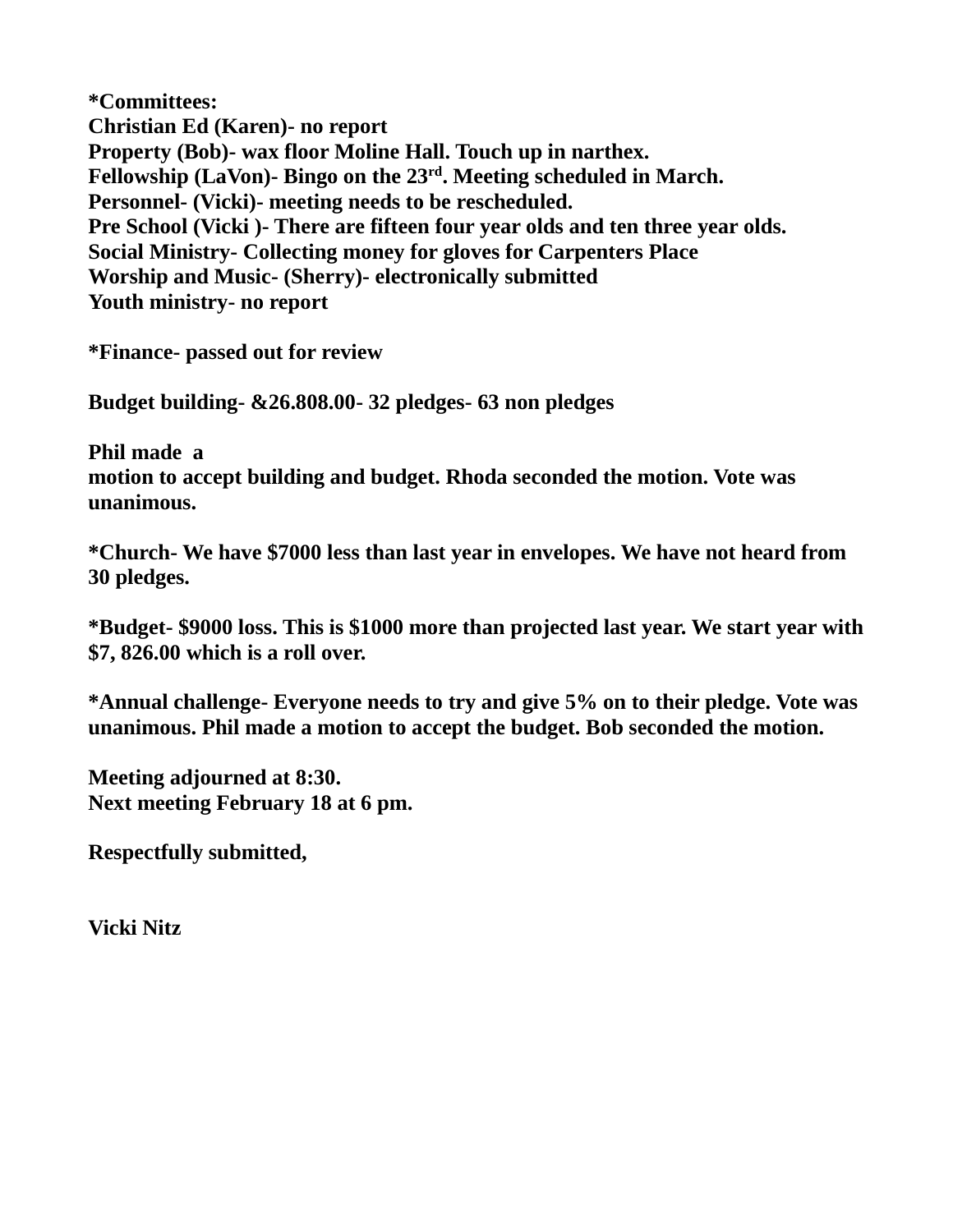**\*Committees:**
**Christian Ed (Karen)- no report**
**Property (Bob)- wax floor Moline Hall. Touch up in narthex.**
**Fellowship (LaVon)- Bingo on the 23rd. Meeting scheduled in March.**
**Personnel- (Vicki)- meeting needs to be rescheduled.**
**Pre School (Vicki )- There are fifteen four year olds and ten three year olds.**
**Social Ministry- Collecting money for gloves for Carpenters Place**
**Worship and Music- (Sherry)- electronically submitted**
**Youth ministry- no report**

**\*Finance- passed out for review**

**Budget building- &26.808.00- 32 pledges- 63 non pledges**

**Phil made a**
**motion to accept building and budget. Rhoda seconded the motion. Vote was unanimous.**

**\*Church- We have $7000 less than last year in envelopes. We have not heard from 30 pledges.**

**\*Budget- $9000 loss. This is $1000 more than projected last year. We start year with $7, 826.00 which is a roll over.**

**\*Annual challenge- Everyone needs to try and give 5% on to their pledge. Vote was unanimous. Phil made a motion to accept the budget. Bob seconded the motion.**

**Meeting adjourned at 8:30.**
**Next meeting February 18 at 6 pm.**

**Respectfully submitted,**

**Vicki Nitz**